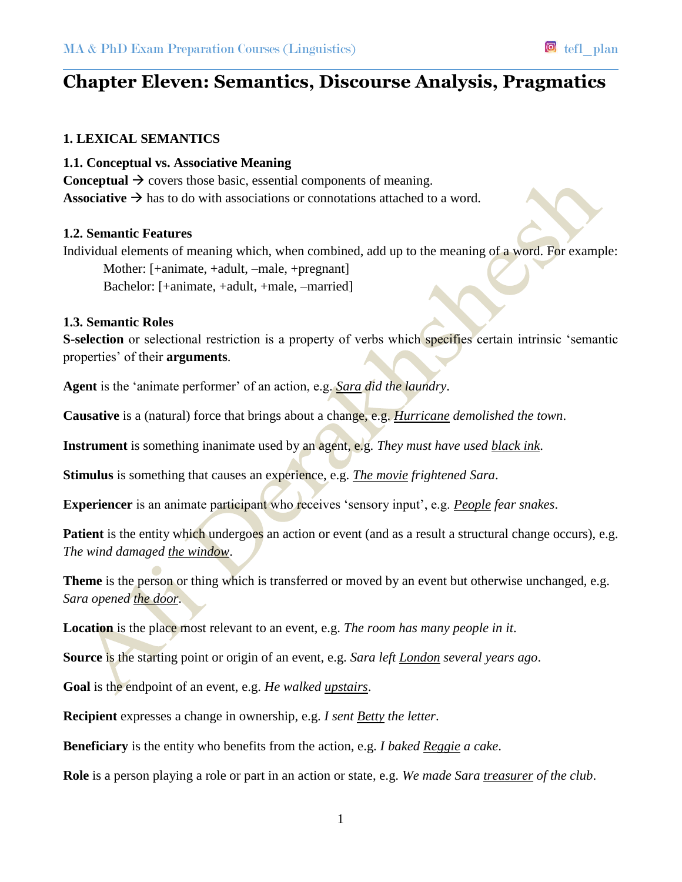# Chapter Eleven: Semantics, Discourse Analysis, Pragmatics

## 1. LEXICAL SEMANTICS

### 1.1. Conceptual vs. Associative Meaning

**Conceptual** → covers those basic, essential components of meaning.
**Associative** → has to do with associations or connotations attached to a word.

### 1.2. Semantic Features

Individual elements of meaning which, when combined, add up to the meaning of a word. For example:

Mother: [+animate, +adult, –male, +pregnant]
Bachelor: [+animate, +adult, +male, –married]

### 1.3. Semantic Roles

**S-selection** or selectional restriction is a property of verbs which specifies certain intrinsic 'semantic properties' of their **arguments**.

**Agent** is the 'animate performer' of an action, e.g. *<u>Sara</u> did the laundry*.

**Causative** is a (natural) force that brings about a change, e.g. *<u>Hurricane</u> demolished the town*.

**Instrument** is something inanimate used by an agent, e.g. *They must have used <u>black ink</u>*.

**Stimulus** is something that causes an experience, e.g. *<u>The movie</u> frightened Sara*.

**Experiencer** is an animate participant who receives 'sensory input', e.g. *<u>People</u> fear snakes*.

**Patient** is the entity which undergoes an action or event (and as a result a structural change occurs), e.g. *The wind damaged <u>the window</u>*.

**Theme** is the person or thing which is transferred or moved by an event but otherwise unchanged, e.g. *Sara opened <u>the door</u>*.

**Location** is the place most relevant to an event, e.g. *The room has many people in it*.

**Source** is the starting point or origin of an event, e.g. *Sara left <u>London</u> several years ago*.

**Goal** is the endpoint of an event, e.g. *He walked <u>upstairs</u>*.

**Recipient** expresses a change in ownership, e.g. *I sent <u>Betty</u> the letter*.

**Beneficiary** is the entity who benefits from the action, e.g. *I baked <u>Reggie</u> a cake*.

**Role** is a person playing a role or part in an action or state, e.g. *We made Sara <u>treasurer</u> of the club*.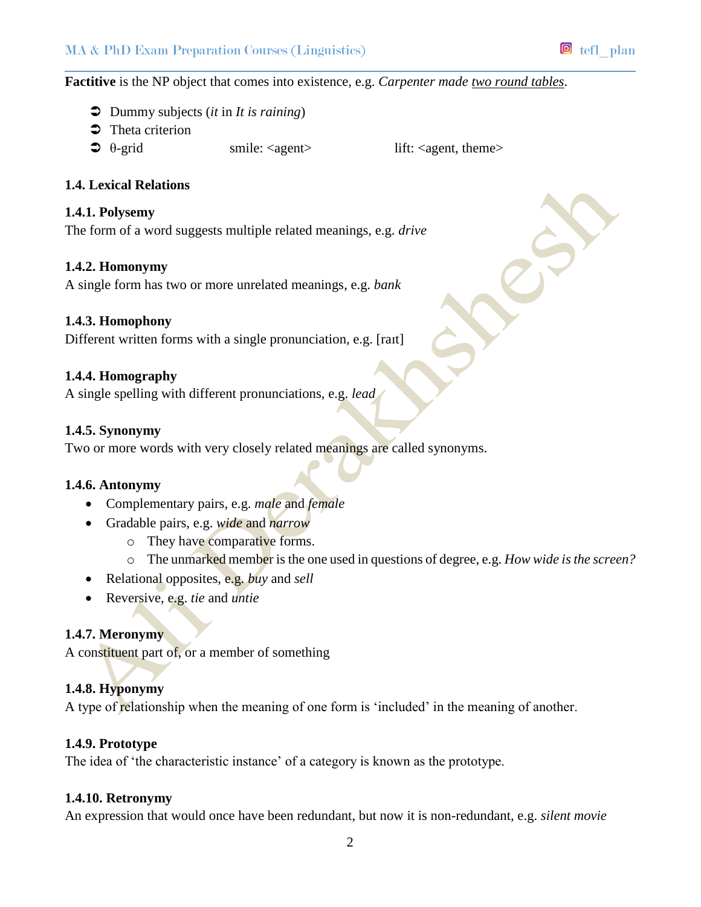**Factitive** is the NP object that comes into existence, e.g. *Carpenter made* <u>*two round tables*</u>.

- Dummy subjects (*it* in *It is raining*)
- Theta criterion
- θ-grid    smile: <agent>    lift: <agent, theme>

### 1.4. Lexical Relations

#### 1.4.1. Polysemy

The form of a word suggests multiple related meanings, e.g. *drive*

#### 1.4.2. Homonymy

A single form has two or more unrelated meanings, e.g. *bank*

#### 1.4.3. Homophony

Different written forms with a single pronunciation, e.g. [raɪt]

#### 1.4.4. Homography

A single spelling with different pronunciations, e.g. *lead*

#### 1.4.5. Synonymy

Two or more words with very closely related meanings are called synonyms.

#### 1.4.6. Antonymy

- Complementary pairs, e.g. *male* and *female*
- Gradable pairs, e.g. *wide* and *narrow*
  - They have comparative forms.
  - The unmarked member is the one used in questions of degree, e.g. *How wide is the screen?*
- Relational opposites, e.g. *buy* and *sell*
- Reversive, e.g. *tie* and *untie*

#### 1.4.7. Meronymy

A constituent part of, or a member of something

#### 1.4.8. Hyponymy

A type of relationship when the meaning of one form is 'included' in the meaning of another.

#### 1.4.9. Prototype

The idea of 'the characteristic instance' of a category is known as the prototype.

#### 1.4.10. Retronymy

An expression that would once have been redundant, but now it is non-redundant, e.g. *silent movie*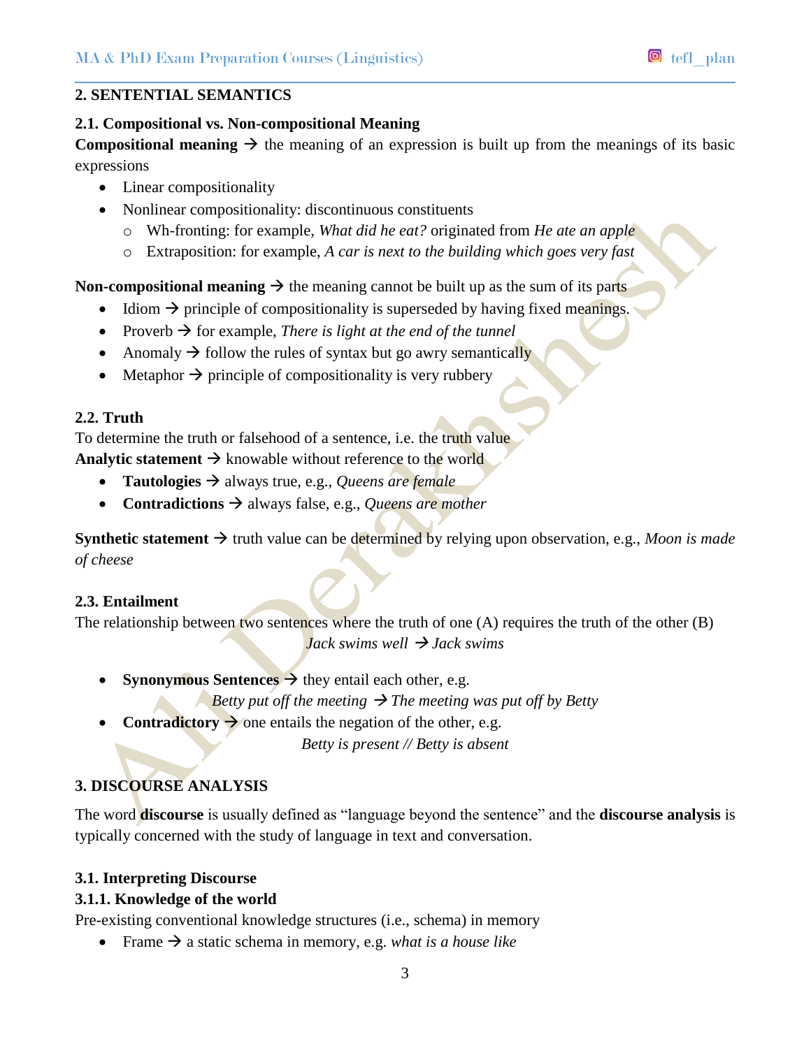## 2. SENTENTIAL SEMANTICS

### 2.1. Compositional vs. Non-compositional Meaning

**Compositional meaning** → the meaning of an expression is built up from the meanings of its basic expressions

- Linear compositionality
- Nonlinear compositionality: discontinuous constituents
  - Wh-fronting: for example, *What did he eat?* originated from *He ate an apple*
  - Extraposition: for example, *A car is next to the building which goes very fast*

**Non-compositional meaning** → the meaning cannot be built up as the sum of its parts

- Idiom → principle of compositionality is superseded by having fixed meanings.
- Proverb → for example, *There is light at the end of the tunnel*
- Anomaly → follow the rules of syntax but go awry semantically
- Metaphor → principle of compositionality is very rubbery

### 2.2. Truth

To determine the truth or falsehood of a sentence, i.e. the truth value

**Analytic statement** → knowable without reference to the world

- **Tautologies** → always true, e.g., *Queens are female*
- **Contradictions** → always false, e.g., *Queens are mother*

**Synthetic statement** → truth value can be determined by relying upon observation, e.g., *Moon is made of cheese*

### 2.3. Entailment

The relationship between two sentences where the truth of one (A) requires the truth of the other (B)

*Jack swims well* → *Jack swims*

- **Synonymous Sentences** → they entail each other, e.g.

  *Betty put off the meeting* → *The meeting was put off by Betty*

- **Contradictory** → one entails the negation of the other, e.g.

  *Betty is present // Betty is absent*

## 3. DISCOURSE ANALYSIS

The word **discourse** is usually defined as "language beyond the sentence" and the **discourse analysis** is typically concerned with the study of language in text and conversation.

### 3.1. Interpreting Discourse

#### 3.1.1. Knowledge of the world

Pre-existing conventional knowledge structures (i.e., schema) in memory

- Frame → a static schema in memory, e.g. *what is a house like*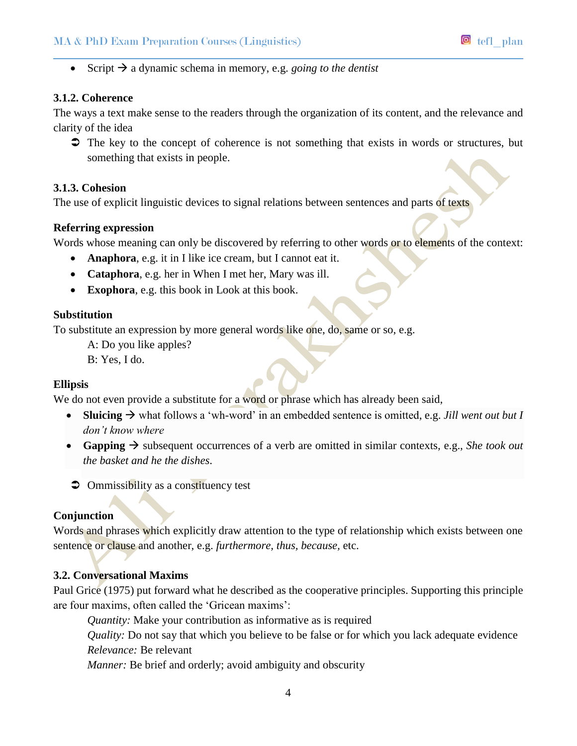- Script → a dynamic schema in memory, e.g. *going to the dentist*

### 3.1.2. Coherence

The ways a text make sense to the readers through the organization of its content, and the relevance and clarity of the idea

➲ The key to the concept of coherence is not something that exists in words or structures, but something that exists in people.

### 3.1.3. Cohesion

The use of explicit linguistic devices to signal relations between sentences and parts of texts

**Referring expression**

Words whose meaning can only be discovered by referring to other words or to elements of the context:

- **Anaphora**, e.g. it in I like ice cream, but I cannot eat it.
- **Cataphora**, e.g. her in When I met her, Mary was ill.
- **Exophora**, e.g. this book in Look at this book.

**Substitution**

To substitute an expression by more general words like one, do, same or so, e.g.

A: Do you like apples?
B: Yes, I do.

**Ellipsis**

We do not even provide a substitute for a word or phrase which has already been said,

- **Sluicing** → what follows a 'wh-word' in an embedded sentence is omitted, e.g. *Jill went out but I don't know where*
- **Gapping** → subsequent occurrences of a verb are omitted in similar contexts, e.g., *She took out the basket and he the dishes.*

➲ Ommissibility as a constituency test

**Conjunction**

Words and phrases which explicitly draw attention to the type of relationship which exists between one sentence or clause and another, e.g. *furthermore, thus, because,* etc.

### 3.2. Conversational Maxims

Paul Grice (1975) put forward what he described as the cooperative principles. Supporting this principle are four maxims, often called the 'Gricean maxims':

*Quantity:* Make your contribution as informative as is required
*Quality:* Do not say that which you believe to be false or for which you lack adequate evidence
*Relevance:* Be relevant
*Manner:* Be brief and orderly; avoid ambiguity and obscurity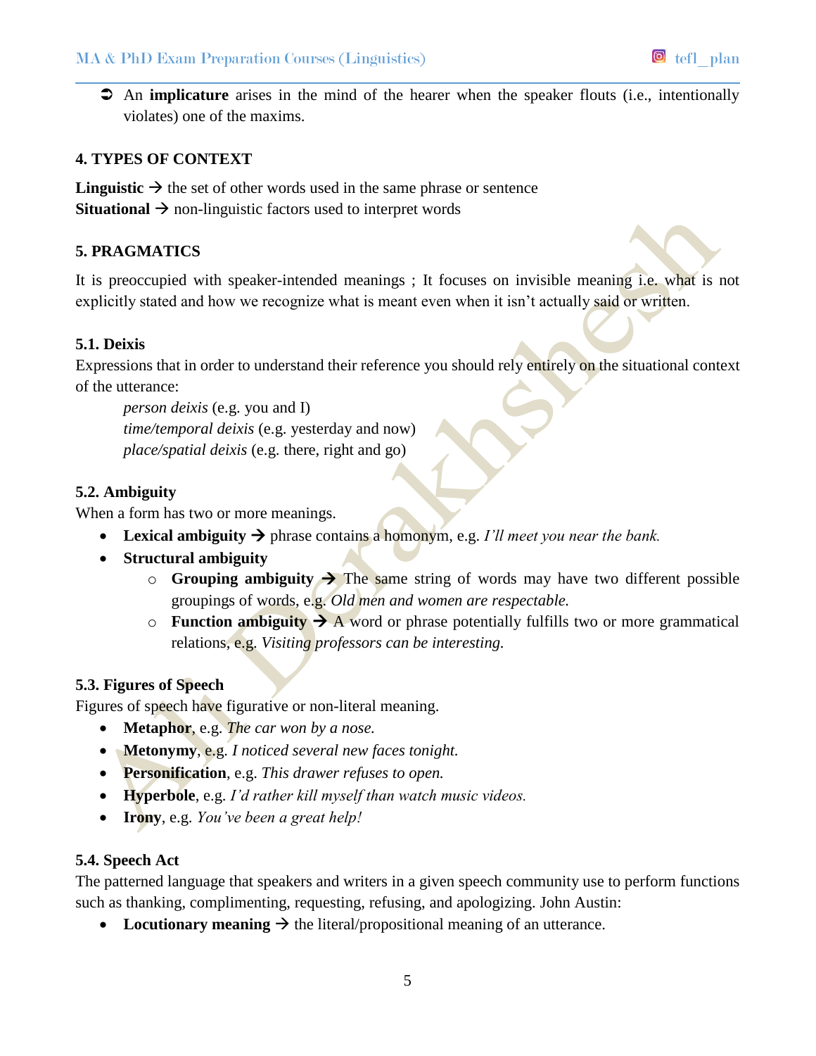- ➲ An **implicature** arises in the mind of the hearer when the speaker flouts (i.e., intentionally violates) one of the maxims.

### 4. TYPES OF CONTEXT

**Linguistic** → the set of other words used in the same phrase or sentence
**Situational** → non-linguistic factors used to interpret words

### 5. PRAGMATICS

It is preoccupied with speaker-intended meanings ; It focuses on invisible meaning i.e. what is not explicitly stated and how we recognize what is meant even when it isn't actually said or written.

#### 5.1. Deixis

Expressions that in order to understand their reference you should rely entirely on the situational context of the utterance:

*person deixis* (e.g. you and I)
*time/temporal deixis* (e.g. yesterday and now)
*place/spatial deixis* (e.g. there, right and go)

#### 5.2. Ambiguity

When a form has two or more meanings.

- **Lexical ambiguity** → phrase contains a homonym, e.g. *I'll meet you near the bank.*
- **Structural ambiguity**
  - **Grouping ambiguity** → The same string of words may have two different possible groupings of words, e.g. *Old men and women are respectable.*
  - **Function ambiguity** → A word or phrase potentially fulfills two or more grammatical relations, e.g. *Visiting professors can be interesting.*

#### 5.3. Figures of Speech

Figures of speech have figurative or non-literal meaning.

- **Metaphor**, e.g. *The car won by a nose.*
- **Metonymy**, e.g. *I noticed several new faces tonight.*
- **Personification**, e.g. *This drawer refuses to open.*
- **Hyperbole**, e.g. *I'd rather kill myself than watch music videos.*
- **Irony**, e.g. *You've been a great help!*

#### 5.4. Speech Act

The patterned language that speakers and writers in a given speech community use to perform functions such as thanking, complimenting, requesting, refusing, and apologizing. John Austin:

- **Locutionary meaning** → the literal/propositional meaning of an utterance.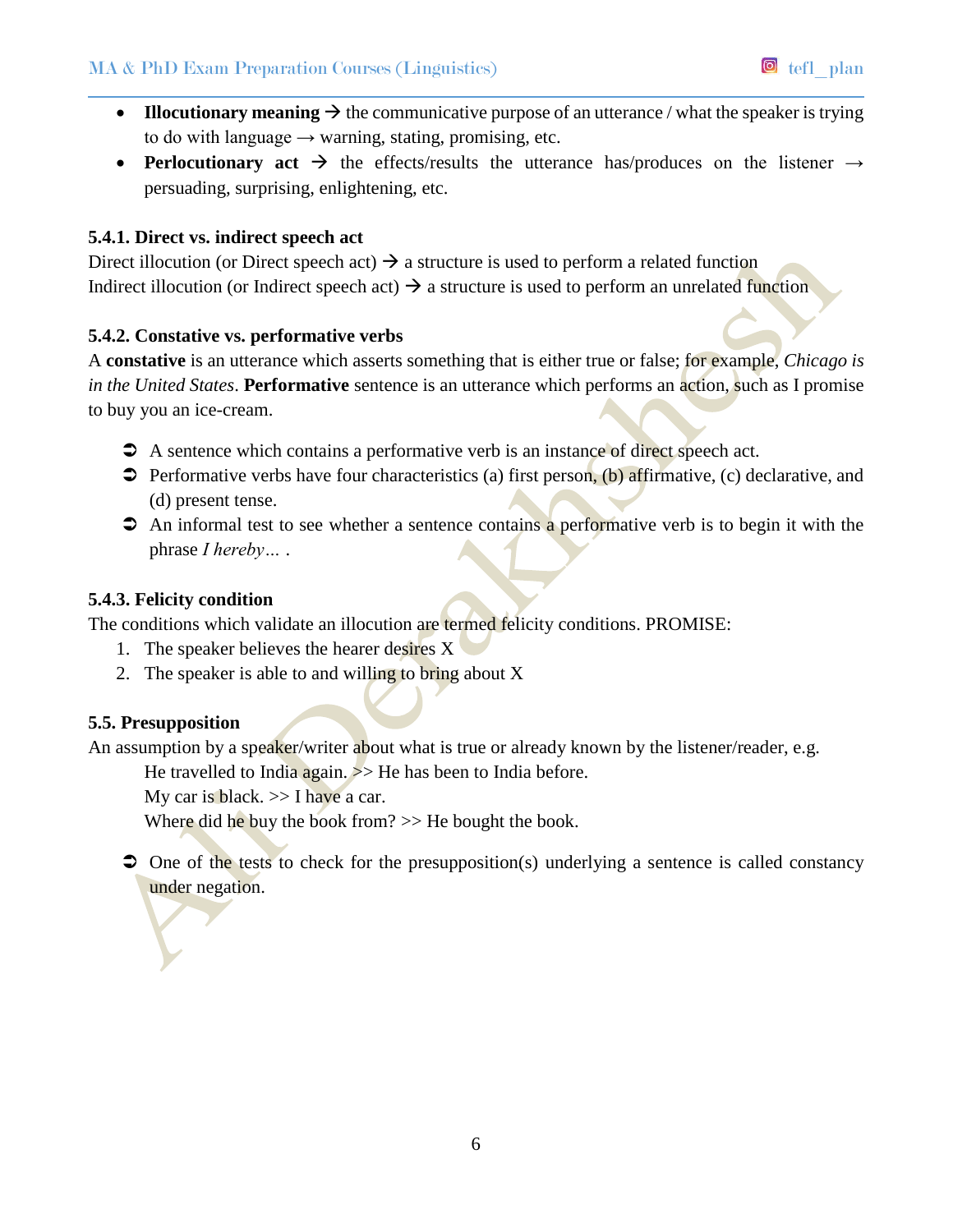- **Illocutionary meaning** → the communicative purpose of an utterance / what the speaker is trying to do with language → warning, stating, promising, etc.
- **Perlocutionary act** → the effects/results the utterance has/produces on the listener → persuading, surprising, enlightening, etc.

### 5.4.1. Direct vs. indirect speech act

Direct illocution (or Direct speech act) → a structure is used to perform a related function
Indirect illocution (or Indirect speech act) → a structure is used to perform an unrelated function

### 5.4.2. Constative vs. performative verbs

A **constative** is an utterance which asserts something that is either true or false; for example, *Chicago is in the United States*. **Performative** sentence is an utterance which performs an action, such as I promise to buy you an ice-cream.

- A sentence which contains a performative verb is an instance of direct speech act.
- Performative verbs have four characteristics (a) first person, (b) affirmative, (c) declarative, and (d) present tense.
- An informal test to see whether a sentence contains a performative verb is to begin it with the phrase *I hereby…* .

### 5.4.3. Felicity condition

The conditions which validate an illocution are termed felicity conditions. PROMISE:

1. The speaker believes the hearer desires X
2. The speaker is able to and willing to bring about X

### 5.5. Presupposition

An assumption by a speaker/writer about what is true or already known by the listener/reader, e.g.

He travelled to India again. >> He has been to India before.
My car is black. >> I have a car.
Where did he buy the book from? >> He bought the book.

- One of the tests to check for the presupposition(s) underlying a sentence is called constancy under negation.